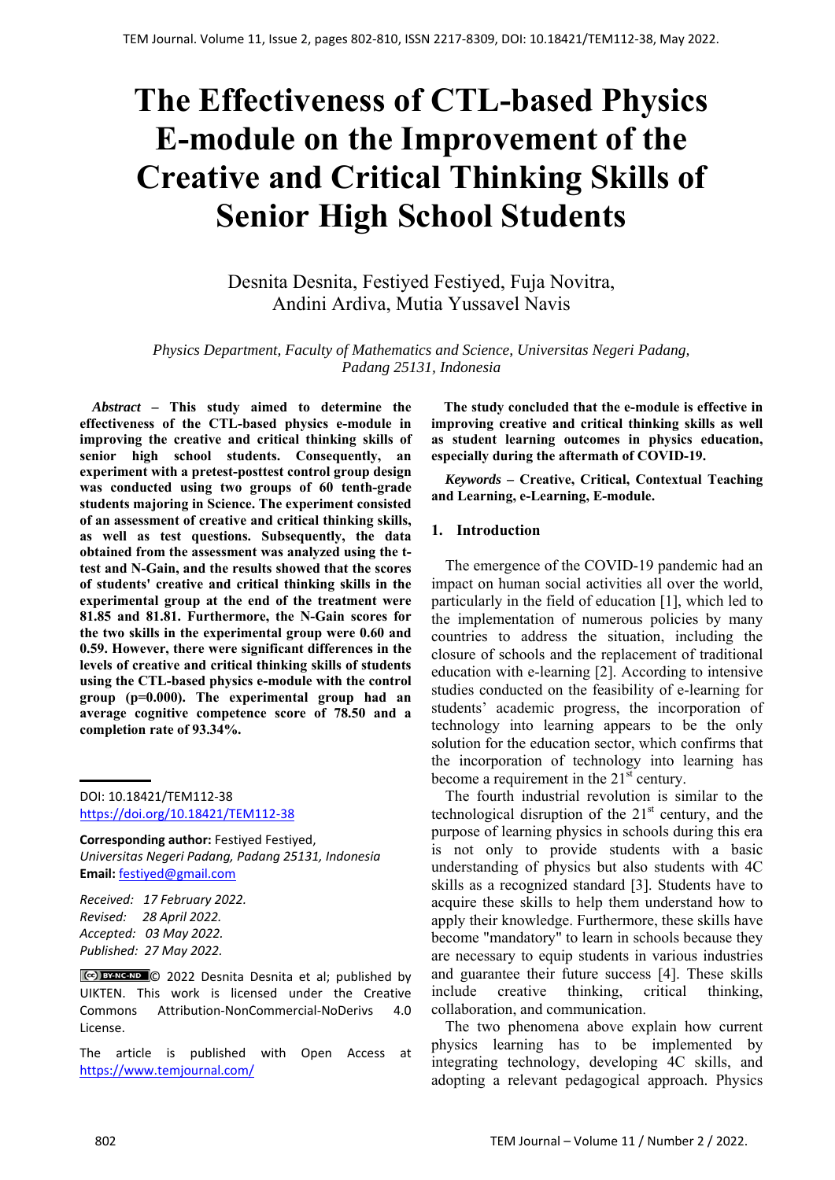# The Effectiveness of CTL-based Physics E-module on the Improvement of the Creative and Critical Thinking Skills of Senior High School Students

Desnita Desnita, Festiyed Festiyed, Fuja Novitra, Andini Ardiva, Mutia Yussavel Navis

*Physics Department, Faculty of Mathematics and Science, Universitas Negeri Padang, Padang 25131, Indonesia*

***Abstract*** **– This study aimed to determine the effectiveness of the CTL-based physics e-module in improving the creative and critical thinking skills of senior high school students. Consequently, an experiment with a pretest-posttest control group design was conducted using two groups of 60 tenth-grade students majoring in Science. The experiment consisted of an assessment of creative and critical thinking skills, as well as test questions. Subsequently, the data obtained from the assessment was analyzed using the t-test and N-Gain, and the results showed that the scores of students' creative and critical thinking skills in the experimental group at the end of the treatment were 81.85 and 81.81. Furthermore, the N-Gain scores for the two skills in the experimental group were 0.60 and 0.59. However, there were significant differences in the levels of creative and critical thinking skills of students using the CTL-based physics e-module with the control group (p=0.000). The experimental group had an average cognitive competence score of 78.50 and a completion rate of 93.34%.**

**The study concluded that the e-module is effective in improving creative and critical thinking skills as well as student learning outcomes in physics education, especially during the aftermath of COVID-19.**

***Keywords*** **– Creative, Critical, Contextual Teaching and Learning, e-Learning, E-module.**

DOI: 10.18421/TEM112-38
https://doi.org/10.18421/TEM112-38

**Corresponding author:** Festiyed Festiyed,
*Universitas Negeri Padang, Padang 25131, Indonesia*
**Email:** festiyed@gmail.com

*Received: 17 February 2022.*
*Revised: 28 April 2022.*
*Accepted: 03 May 2022.*
*Published: 27 May 2022.*

© 2022 Desnita Desnita et al; published by UIKTEN. This work is licensed under the Creative Commons Attribution-NonCommercial-NoDerivs 4.0 License.

The article is published with Open Access at https://www.temjournal.com/

## 1. Introduction

The emergence of the COVID-19 pandemic had an impact on human social activities all over the world, particularly in the field of education [1], which led to the implementation of numerous policies by many countries to address the situation, including the closure of schools and the replacement of traditional education with e-learning [2]. According to intensive studies conducted on the feasibility of e-learning for students' academic progress, the incorporation of technology into learning appears to be the only solution for the education sector, which confirms that the incorporation of technology into learning has become a requirement in the 21st century.

The fourth industrial revolution is similar to the technological disruption of the 21st century, and the purpose of learning physics in schools during this era is not only to provide students with a basic understanding of physics but also students with 4C skills as a recognized standard [3]. Students have to acquire these skills to help them understand how to apply their knowledge. Furthermore, these skills have become "mandatory" to learn in schools because they are necessary to equip students in various industries and guarantee their future success [4]. These skills include creative thinking, critical thinking, collaboration, and communication.

The two phenomena above explain how current physics learning has to be implemented by integrating technology, developing 4C skills, and adopting a relevant pedagogical approach. Physics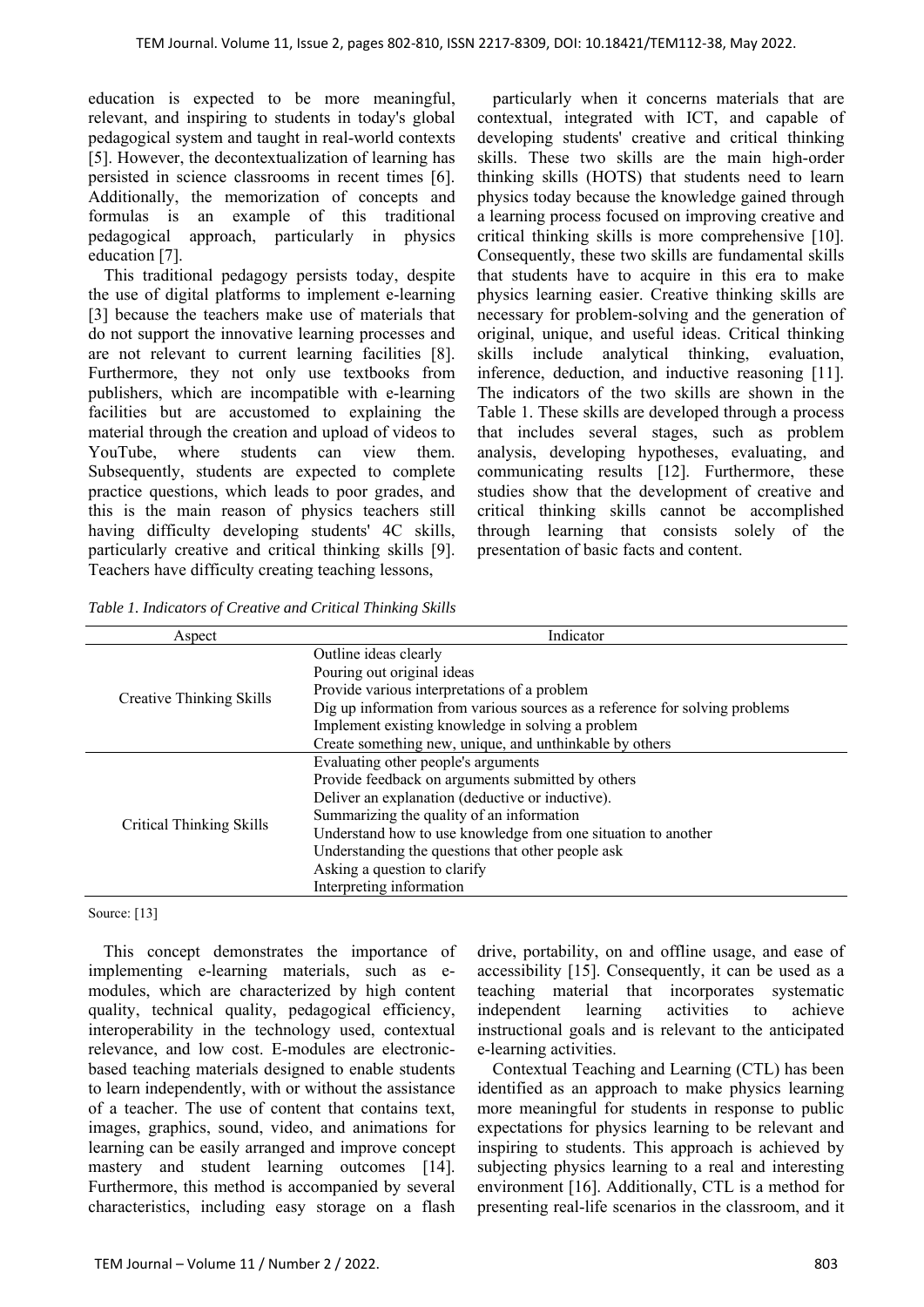education is expected to be more meaningful, relevant, and inspiring to students in today's global pedagogical system and taught in real-world contexts [5]. However, the decontextualization of learning has persisted in science classrooms in recent times [6]. Additionally, the memorization of concepts and formulas is an example of this traditional pedagogical approach, particularly in physics education [7].

This traditional pedagogy persists today, despite the use of digital platforms to implement e-learning [3] because the teachers make use of materials that do not support the innovative learning processes and are not relevant to current learning facilities [8]. Furthermore, they not only use textbooks from publishers, which are incompatible with e-learning facilities but are accustomed to explaining the material through the creation and upload of videos to YouTube, where students can view them. Subsequently, students are expected to complete practice questions, which leads to poor grades, and this is the main reason of physics teachers still having difficulty developing students' 4C skills, particularly creative and critical thinking skills [9]. Teachers have difficulty creating teaching lessons, particularly when it concerns materials that are contextual, integrated with ICT, and capable of developing students' creative and critical thinking skills. These two skills are the main high-order thinking skills (HOTS) that students need to learn physics today because the knowledge gained through a learning process focused on improving creative and critical thinking skills is more comprehensive [10]. Consequently, these two skills are fundamental skills that students have to acquire in this era to make physics learning easier. Creative thinking skills are necessary for problem-solving and the generation of original, unique, and useful ideas. Critical thinking skills include analytical thinking, evaluation, inference, deduction, and inductive reasoning [11]. The indicators of the two skills are shown in the Table 1. These skills are developed through a process that includes several stages, such as problem analysis, developing hypotheses, evaluating, and communicating results [12]. Furthermore, these studies show that the development of creative and critical thinking skills cannot be accomplished through learning that consists solely of the presentation of basic facts and content.

*Table 1. Indicators of Creative and Critical Thinking Skills*

| Aspect | Indicator |
|---|---|
| Creative Thinking Skills | Outline ideas clearly |
| | Pouring out original ideas |
| | Provide various interpretations of a problem |
| | Dig up information from various sources as a reference for solving problems |
| | Implement existing knowledge in solving a problem |
| | Create something new, unique, and unthinkable by others |
| Critical Thinking Skills | Evaluating other people's arguments |
| | Provide feedback on arguments submitted by others |
| | Deliver an explanation (deductive or inductive). |
| | Summarizing the quality of an information |
| | Understand how to use knowledge from one situation to another |
| | Understanding the questions that other people ask |
| | Asking a question to clarify |
| | Interpreting information |

Source: [13]

This concept demonstrates the importance of implementing e-learning materials, such as e-modules, which are characterized by high content quality, technical quality, pedagogical efficiency, interoperability in the technology used, contextual relevance, and low cost. E-modules are electronic-based teaching materials designed to enable students to learn independently, with or without the assistance of a teacher. The use of content that contains text, images, graphics, sound, video, and animations for learning can be easily arranged and improve concept mastery and student learning outcomes [14]. Furthermore, this method is accompanied by several characteristics, including easy storage on a flash drive, portability, on and offline usage, and ease of accessibility [15]. Consequently, it can be used as a teaching material that incorporates systematic independent learning activities to achieve instructional goals and is relevant to the anticipated e-learning activities.

Contextual Teaching and Learning (CTL) has been identified as an approach to make physics learning more meaningful for students in response to public expectations for physics learning to be relevant and inspiring to students. This approach is achieved by subjecting physics learning to a real and interesting environment [16]. Additionally, CTL is a method for presenting real-life scenarios in the classroom, and it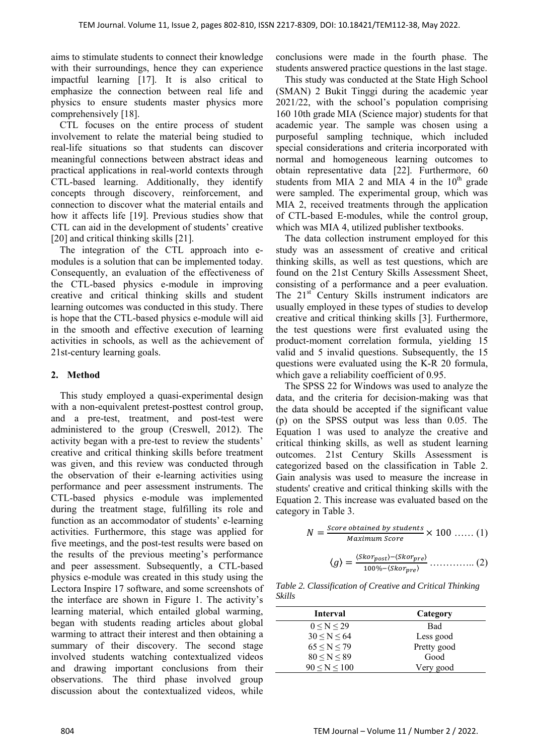aims to stimulate students to connect their knowledge with their surroundings, hence they can experience impactful learning [17]. It is also critical to emphasize the connection between real life and physics to ensure students master physics more comprehensively [18].

CTL focuses on the entire process of student involvement to relate the material being studied to real-life situations so that students can discover meaningful connections between abstract ideas and practical applications in real-world contexts through CTL-based learning. Additionally, they identify concepts through discovery, reinforcement, and connection to discover what the material entails and how it affects life [19]. Previous studies show that CTL can aid in the development of students' creative [20] and critical thinking skills [21].

The integration of the CTL approach into e-modules is a solution that can be implemented today. Consequently, an evaluation of the effectiveness of the CTL-based physics e-module in improving creative and critical thinking skills and student learning outcomes was conducted in this study. There is hope that the CTL-based physics e-module will aid in the smooth and effective execution of learning activities in schools, as well as the achievement of 21st-century learning goals.

## 2. Method

This study employed a quasi-experimental design with a non-equivalent pretest-posttest control group, and a pre-test, treatment, and post-test were administered to the group (Creswell, 2012). The activity began with a pre-test to review the students' creative and critical thinking skills before treatment was given, and this review was conducted through the observation of their e-learning activities using performance and peer assessment instruments. The CTL-based physics e-module was implemented during the treatment stage, fulfilling its role and function as an accommodator of students' e-learning activities. Furthermore, this stage was applied for five meetings, and the post-test results were based on the results of the previous meeting's performance and peer assessment. Subsequently, a CTL-based physics e-module was created in this study using the Lectora Inspire 17 software, and some screenshots of the interface are shown in Figure 1. The activity's learning material, which entailed global warming, began with students reading articles about global warming to attract their interest and then obtaining a summary of their discovery. The second stage involved students watching contextualized videos and drawing important conclusions from their observations. The third phase involved group discussion about the contextualized videos, while conclusions were made in the fourth phase. The students answered practice questions in the last stage.

This study was conducted at the State High School (SMAN) 2 Bukit Tinggi during the academic year 2021/22, with the school's population comprising 160 10th grade MIA (Science major) students for that academic year. The sample was chosen using a purposeful sampling technique, which included special considerations and criteria incorporated with normal and homogeneous learning outcomes to obtain representative data [22]. Furthermore, 60 students from MIA 2 and MIA 4 in the 10th grade were sampled. The experimental group, which was MIA 2, received treatments through the application of CTL-based E-modules, while the control group, which was MIA 4, utilized publisher textbooks.

The data collection instrument employed for this study was an assessment of creative and critical thinking skills, as well as test questions, which are found on the 21st Century Skills Assessment Sheet, consisting of a performance and a peer evaluation. The 21st Century Skills instrument indicators are usually employed in these types of studies to develop creative and critical thinking skills [3]. Furthermore, the test questions were first evaluated using the product-moment correlation formula, yielding 15 valid and 5 invalid questions. Subsequently, the 15 questions were evaluated using the K-R 20 formula, which gave a reliability coefficient of 0.95.

The SPSS 22 for Windows was used to analyze the data, and the criteria for decision-making was that the data should be accepted if the significant value (p) on the SPSS output was less than 0.05. The Equation 1 was used to analyze the creative and critical thinking skills, as well as student learning outcomes. 21st Century Skills Assessment is categorized based on the classification in Table 2. Gain analysis was used to measure the increase in students' creative and critical thinking skills with the Equation 2. This increase was evaluated based on the category in Table 3.

$$N = \frac{Score\ obtained\ by\ students}{Maximum\ Score} \times 100 \ \ldots\ldots (1)$$

$$\langle g \rangle = \frac{\langle Skor_{post} \rangle - \langle Skor_{pre} \rangle}{100\% - \langle Skor_{pre} \rangle} \ \ldots\ldots\ldots\ldots\ldots (2)$$

*Table 2. Classification of Creative and Critical Thinking Skills*

| Interval | Category |
|---|---|
| $0 \leq N \leq 29$ | Bad |
| $30 \leq N \leq 64$ | Less good |
| $65 \leq N \leq 79$ | Pretty good |
| $80 \leq N \leq 89$ | Good |
| $90 \leq N \leq 100$ | Very good |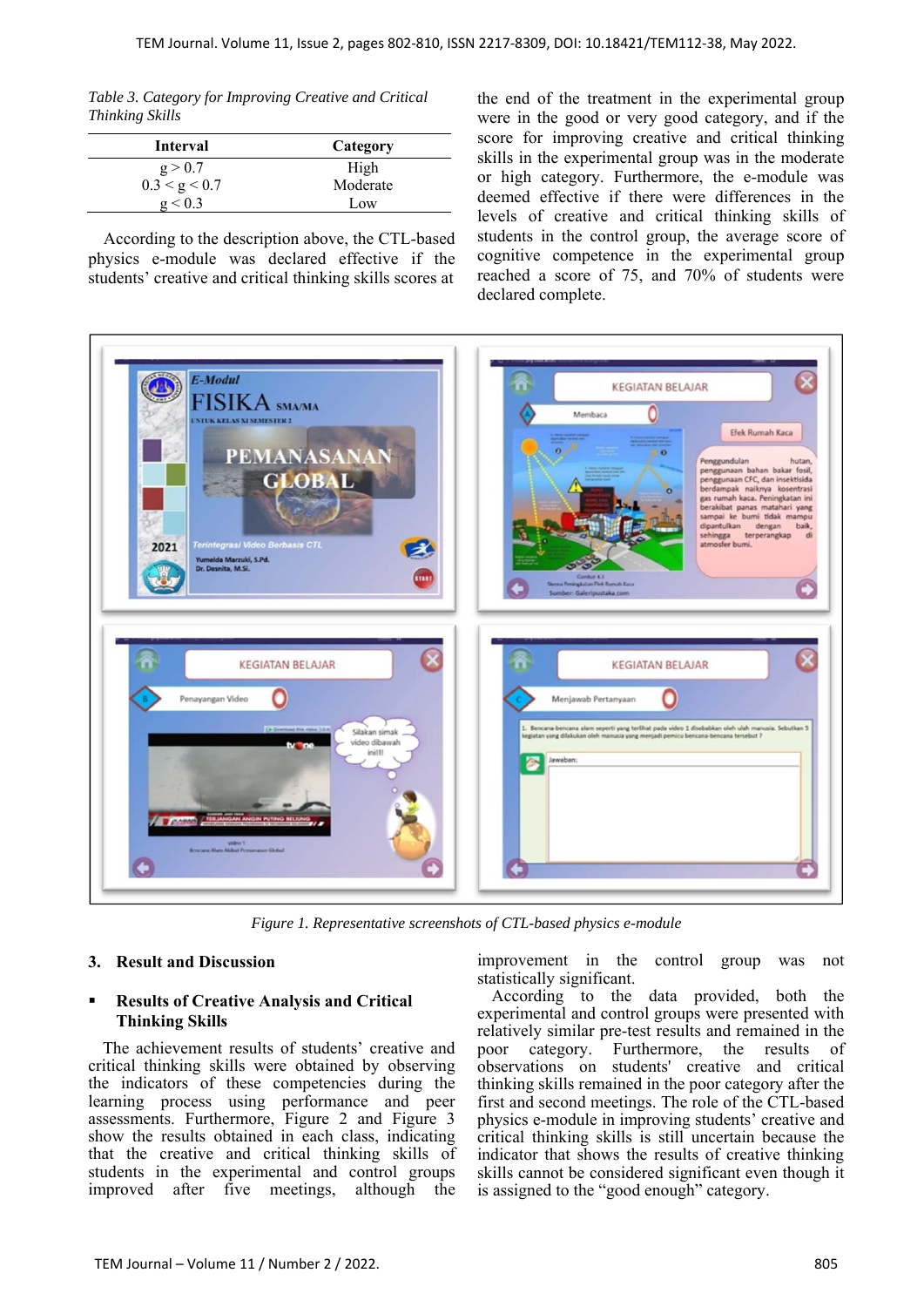*Table 3. Category for Improving Creative and Critical Thinking Skills*

| Interval | Category |
|---|---|
| $g > 0.7$ | High |
| $0.3 < g < 0.7$ | Moderate |
| $g < 0.3$ | Low |

According to the description above, the CTL-based physics e-module was declared effective if the students' creative and critical thinking skills scores at the end of the treatment in the experimental group were in the good or very good category, and if the score for improving creative and critical thinking skills in the experimental group was in the moderate or high category. Furthermore, the e-module was deemed effective if there were differences in the levels of creative and critical thinking skills of students in the control group, the average score of cognitive competence in the experimental group reached a score of 75, and 70% of students were declared complete.

*Figure 1. Representative screenshots of CTL-based physics e-module*

## 3. Result and Discussion

### ▪ Results of Creative Analysis and Critical Thinking Skills

The achievement results of students' creative and critical thinking skills were obtained by observing the indicators of these competencies during the learning process using performance and peer assessments. Furthermore, Figure 2 and Figure 3 show the results obtained in each class, indicating that the creative and critical thinking skills of students in the experimental and control groups improved after five meetings, although the improvement in the control group was not statistically significant.

According to the data provided, both the experimental and control groups were presented with relatively similar pre-test results and remained in the poor category. Furthermore, the results of observations on students' creative and critical thinking skills remained in the poor category after the first and second meetings. The role of the CTL-based physics e-module in improving students' creative and critical thinking skills is still uncertain because the indicator that shows the results of creative thinking skills cannot be considered significant even though it is assigned to the "good enough" category.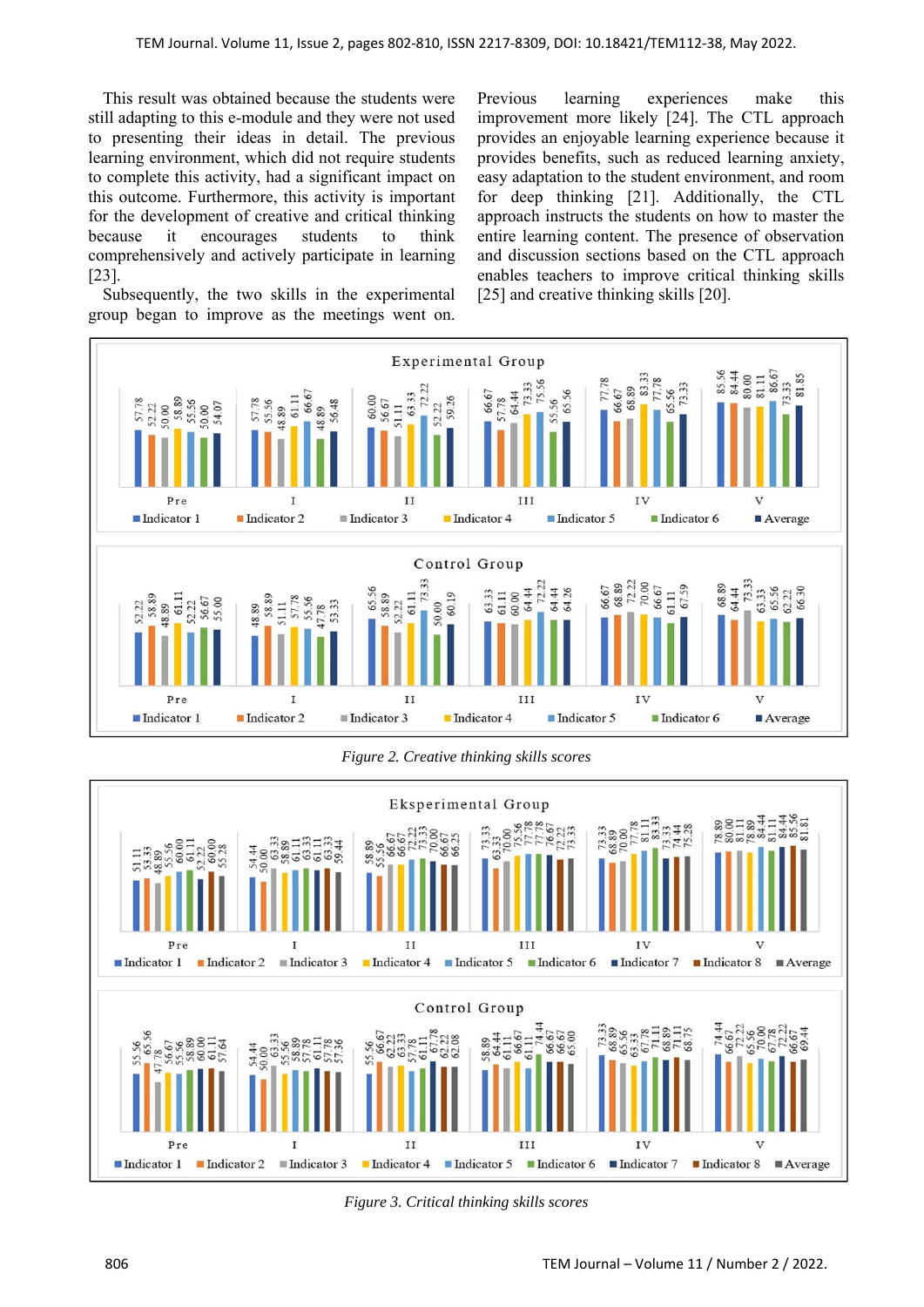This result was obtained because the students were still adapting to this e-module and they were not used to presenting their ideas in detail. The previous learning environment, which did not require students to complete this activity, had a significant impact on this outcome. Furthermore, this activity is important for the development of creative and critical thinking because it encourages students to think comprehensively and actively participate in learning [23].

Subsequently, the two skills in the experimental group began to improve as the meetings went on. Previous learning experiences make this improvement more likely [24]. The CTL approach provides an enjoyable learning experience because it provides benefits, such as reduced learning anxiety, easy adaptation to the student environment, and room for deep thinking [21]. Additionally, the CTL approach instructs the students on how to master the entire learning content. The presence of observation and discussion sections based on the CTL approach enables teachers to improve critical thinking skills [25] and creative thinking skills [20].

**Experimental Group**

| | Indicator 1 | Indicator 2 | Indicator 3 | Indicator 4 | Indicator 5 | Indicator 6 | Average |
|---|---|---|---|---|---|---|---|
| Pre | 57.78 | 52.22 | 50.00 | 58.89 | 55.56 | 50.00 | 54.07 |
| I | 57.78 | 55.56 | 48.89 | 61.11 | 66.67 | 48.89 | 56.48 |
| II | 60.00 | 56.67 | 51.11 | 63.33 | 72.22 | 52.22 | 59.26 |
| III | 66.67 | 57.78 | 64.44 | 73.33 | 75.56 | 55.56 | 65.56 |
| IV | 77.78 | 66.67 | 68.89 | 83.33 | 77.78 | 65.56 | 73.33 |
| V | 85.56 | 84.44 | 80.00 | 81.11 | 86.67 | 73.33 | 81.85 |

**Control Group**

| | Indicator 1 | Indicator 2 | Indicator 3 | Indicator 4 | Indicator 5 | Indicator 6 | Average |
|---|---|---|---|---|---|---|---|
| Pre | 52.22 | 58.89 | 48.89 | 61.11 | 52.22 | 56.67 | 55.00 |
| I | 48.89 | 58.89 | 51.11 | 57.78 | 55.56 | 47.78 | 53.33 |
| II | 65.56 | 58.89 | 52.22 | 61.11 | 73.33 | 50.00 | 60.19 |
| III | 63.33 | 61.11 | 60.00 | 64.44 | 72.22 | 64.44 | 64.26 |
| IV | 66.67 | 68.89 | 72.22 | 70.00 | 66.67 | 61.11 | 67.59 |
| V | 68.89 | 64.44 | 73.33 | 63.33 | 65.56 | 62.22 | 66.30 |

*Figure 2. Creative thinking skills scores*

**Eksperimental Group**

| | Indicator 1 | Indicator 2 | Indicator 3 | Indicator 4 | Indicator 5 | Indicator 6 | Indicator 7 | Indicator 8 | Average |
|---|---|---|---|---|---|---|---|---|---|
| Pre | 51.11 | 53.33 | 48.89 | 55.56 | 60.00 | 61.11 | 52.22 | 60.00 | 55.28 |
| I | 54.44 | 50.00 | 63.33 | 58.89 | 61.11 | 63.33 | 61.11 | 63.33 | 59.44 |
| II | 58.89 | 55.56 | 66.67 | 66.67 | 72.22 | 73.33 | 70.00 | 66.67 | 66.25 |
| III | 73.33 | 63.33 | 70.00 | 75.56 | 77.78 | 77.78 | 76.67 | 72.22 | 73.33 |
| IV | 73.33 | 68.89 | 70.00 | 77.78 | 81.11 | 83.33 | 73.33 | 74.44 | 75.28 |
| V | 78.89 | 80.00 | 81.11 | 78.89 | 84.44 | 81.11 | 84.44 | 85.56 | 81.81 |

**Control Group**

| | Indicator 1 | Indicator 2 | Indicator 3 | Indicator 4 | Indicator 5 | Indicator 6 | Indicator 7 | Indicator 8 | Average |
|---|---|---|---|---|---|---|---|---|---|
| Pre | 55.56 | 65.56 | 47.78 | 56.67 | 55.56 | 58.89 | 60.00 | 61.11 | 57.64 |
| I | 54.44 | 50.00 | 63.33 | 55.56 | 58.89 | 57.78 | 61.11 | 57.78 | 57.36 |
| II | 55.56 | 66.67 | 62.22 | 63.33 | 57.78 | 61.11 | 67.78 | 62.22 | 62.08 |
| III | 58.89 | 64.44 | 61.11 | 66.67 | 61.11 | 74.44 | 66.67 | 66.67 | 65.00 |
| IV | 73.33 | 68.89 | 65.56 | 63.33 | 67.78 | 71.11 | 68.89 | 71.11 | 68.75 |
| V | 74.44 | 66.67 | 72.22 | 65.56 | 70.00 | 67.78 | 72.22 | 66.67 | 69.44 |

*Figure 3. Critical thinking skills scores*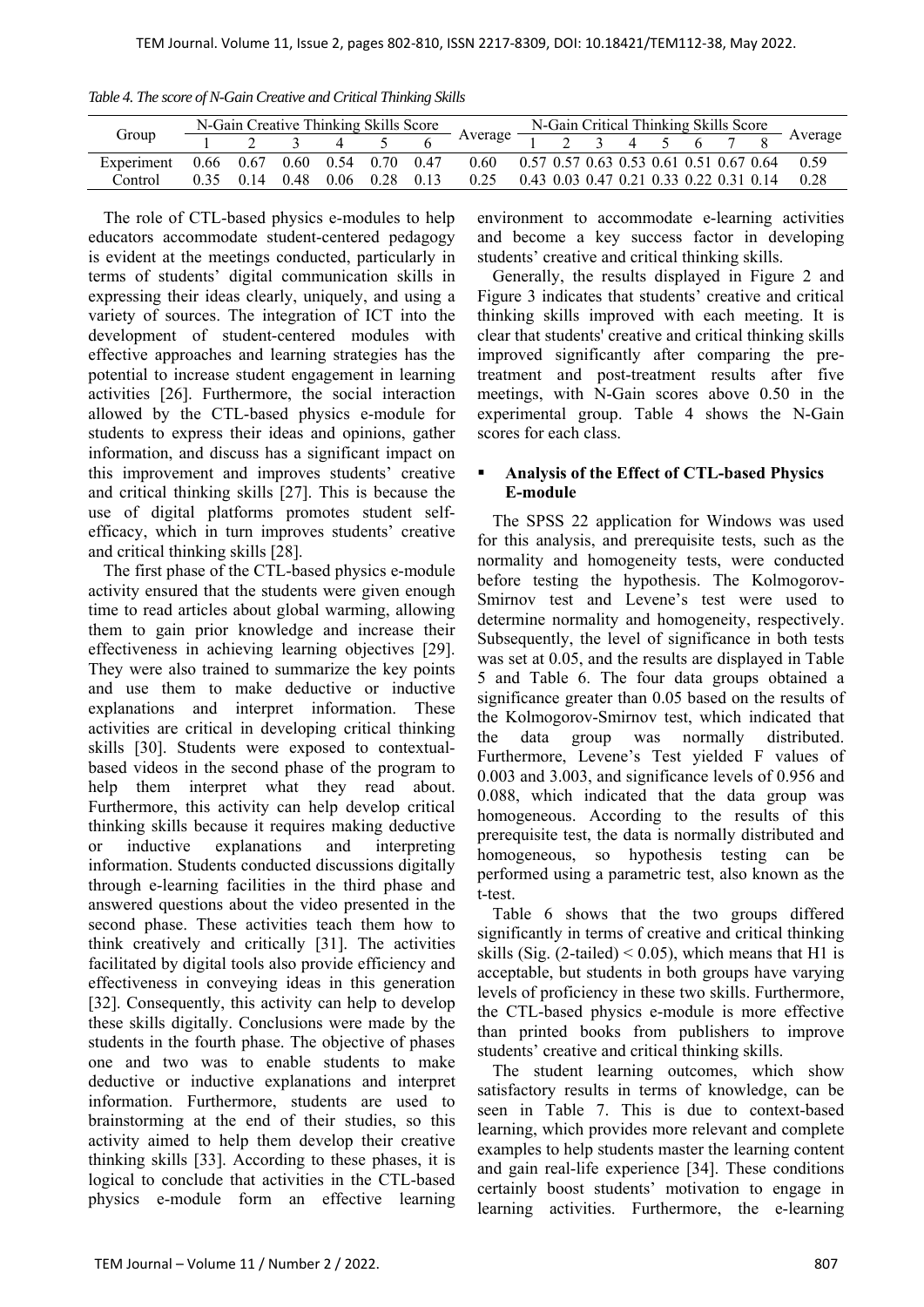*Table 4. The score of N-Gain Creative and Critical Thinking Skills*

| Group | N-Gain Creative Thinking Skills Score | | | | | | Average | N-Gain Critical Thinking Skills Score | | | | | | | | Average |
|---|---|---|---|---|---|---|---|---|---|---|---|---|---|---|---|---|
| | 1 | 2 | 3 | 4 | 5 | 6 | | 1 | 2 | 3 | 4 | 5 | 6 | 7 | 8 | |
| Experiment | 0.66 | 0.67 | 0.60 | 0.54 | 0.70 | 0.47 | 0.60 | 0.57 | 0.57 | 0.63 | 0.53 | 0.61 | 0.51 | 0.67 | 0.64 | 0.59 |
| Control | 0.35 | 0.14 | 0.48 | 0.06 | 0.28 | 0.13 | 0.25 | 0.43 | 0.03 | 0.47 | 0.21 | 0.33 | 0.22 | 0.31 | 0.14 | 0.28 |

The role of CTL-based physics e-modules to help educators accommodate student-centered pedagogy is evident at the meetings conducted, particularly in terms of students' digital communication skills in expressing their ideas clearly, uniquely, and using a variety of sources. The integration of ICT into the development of student-centered modules with effective approaches and learning strategies has the potential to increase student engagement in learning activities [26]. Furthermore, the social interaction allowed by the CTL-based physics e-module for students to express their ideas and opinions, gather information, and discuss has a significant impact on this improvement and improves students' creative and critical thinking skills [27]. This is because the use of digital platforms promotes student self-efficacy, which in turn improves students' creative and critical thinking skills [28].

The first phase of the CTL-based physics e-module activity ensured that the students were given enough time to read articles about global warming, allowing them to gain prior knowledge and increase their effectiveness in achieving learning objectives [29]. They were also trained to summarize the key points and use them to make deductive or inductive explanations and interpret information. These activities are critical in developing critical thinking skills [30]. Students were exposed to contextual-based videos in the second phase of the program to help them interpret what they read about. Furthermore, this activity can help develop critical thinking skills because it requires making deductive or inductive explanations and interpreting information. Students conducted discussions digitally through e-learning facilities in the third phase and answered questions about the video presented in the second phase. These activities teach them how to think creatively and critically [31]. The activities facilitated by digital tools also provide efficiency and effectiveness in conveying ideas in this generation [32]. Consequently, this activity can help to develop these skills digitally. Conclusions were made by the students in the fourth phase. The objective of phases one and two was to enable students to make deductive or inductive explanations and interpret information. Furthermore, students are used to brainstorming at the end of their studies, so this activity aimed to help them develop their creative thinking skills [33]. According to these phases, it is logical to conclude that activities in the CTL-based physics e-module form an effective learning environment to accommodate e-learning activities and become a key success factor in developing students' creative and critical thinking skills.

Generally, the results displayed in Figure 2 and Figure 3 indicates that students' creative and critical thinking skills improved with each meeting. It is clear that students' creative and critical thinking skills improved significantly after comparing the pre-treatment and post-treatment results after five meetings, with N-Gain scores above 0.50 in the experimental group. Table 4 shows the N-Gain scores for each class.

- **Analysis of the Effect of CTL-based Physics E-module**

The SPSS 22 application for Windows was used for this analysis, and prerequisite tests, such as the normality and homogeneity tests, were conducted before testing the hypothesis. The Kolmogorov-Smirnov test and Levene's test were used to determine normality and homogeneity, respectively. Subsequently, the level of significance in both tests was set at 0.05, and the results are displayed in Table 5 and Table 6. The four data groups obtained a significance greater than 0.05 based on the results of the Kolmogorov-Smirnov test, which indicated that the data group was normally distributed. Furthermore, Levene's Test yielded F values of 0.003 and 3.003, and significance levels of 0.956 and 0.088, which indicated that the data group was homogeneous. According to the results of this prerequisite test, the data is normally distributed and homogeneous, so hypothesis testing can be performed using a parametric test, also known as the t-test.

Table 6 shows that the two groups differed significantly in terms of creative and critical thinking skills (Sig. (2-tailed) $< 0.05$), which means that H1 is acceptable, but students in both groups have varying levels of proficiency in these two skills. Furthermore, the CTL-based physics e-module is more effective than printed books from publishers to improve students' creative and critical thinking skills.

The student learning outcomes, which show satisfactory results in terms of knowledge, can be seen in Table 7. This is due to context-based learning, which provides more relevant and complete examples to help students master the learning content and gain real-life experience [34]. These conditions certainly boost students' motivation to engage in learning activities. Furthermore, the e-learning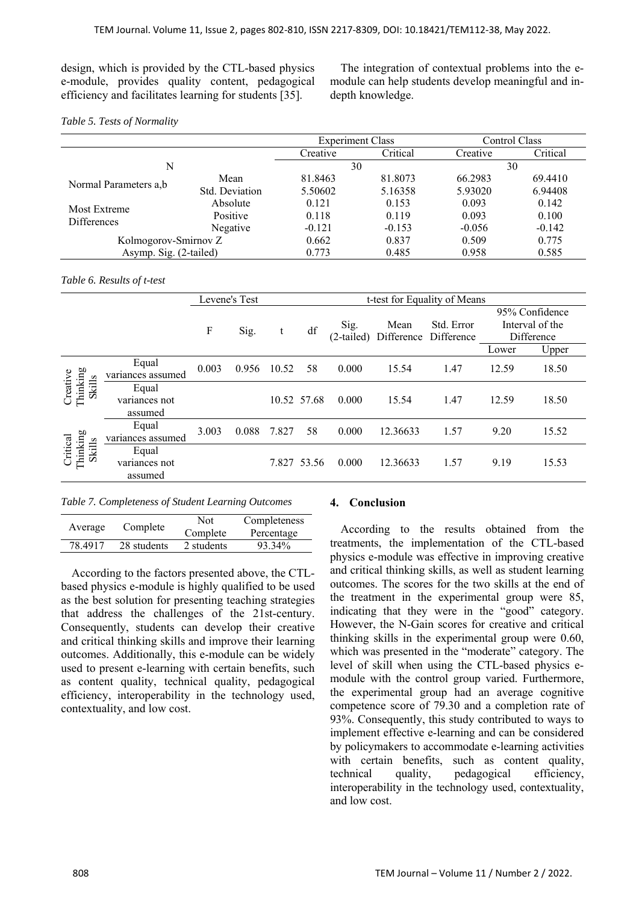design, which is provided by the CTL-based physics e-module, provides quality content, pedagogical efficiency and facilitates learning for students [35].

The integration of contextual problems into the e-module can help students develop meaningful and in-depth knowledge.

*Table 5. Tests of Normality*

| | | Experiment Class | | Control Class | |
|---|---|---|---|---|---|
| | | Creative | Critical | Creative | Critical |
| N | | 30 | | 30 | |
| Normal Parameters a,b | Mean | 81.8463 | 81.8073 | 66.2983 | 69.4410 |
| | Std. Deviation | 5.50602 | 5.16358 | 5.93020 | 6.94408 |
| Most Extreme Differences | Absolute | 0.121 | 0.153 | 0.093 | 0.142 |
| | Positive | 0.118 | 0.119 | 0.093 | 0.100 |
| | Negative | -0.121 | -0.153 | -0.056 | -0.142 |
| Kolmogorov-Smirnov Z | | 0.662 | 0.837 | 0.509 | 0.775 |
| Asymp. Sig. (2-tailed) | | 0.773 | 0.485 | 0.958 | 0.585 |

*Table 6. Results of t-test*

| | | Levene's Test | | t-test for Equality of Means | | | | | | |
|---|---|---|---|---|---|---|---|---|---|---|
| | | F | Sig. | t | df | Sig. (2-tailed) | Mean Difference | Std. Error Difference | 95% Confidence Interval of the Difference | |
| | | | | | | | | | Lower | Upper |
| Creative Thinking Skills | Equal variances assumed | 0.003 | 0.956 | 10.52 | 58 | 0.000 | 15.54 | 1.47 | 12.59 | 18.50 |
| | Equal variances not assumed | | | 10.52 | 57.68 | 0.000 | 15.54 | 1.47 | 12.59 | 18.50 |
| Critical Thinking Skills | Equal variances assumed | 3.003 | 0.088 | 7.827 | 58 | 0.000 | 12.36633 | 1.57 | 9.20 | 15.52 |
| | Equal variances not assumed | | | 7.827 | 53.56 | 0.000 | 12.36633 | 1.57 | 9.19 | 15.53 |

*Table 7. Completeness of Student Learning Outcomes*

| Average | Complete | Not Complete | Completeness Percentage |
|---|---|---|---|
| 78.4917 | 28 students | 2 students | 93.34% |

According to the factors presented above, the CTL-based physics e-module is highly qualified to be used as the best solution for presenting teaching strategies that address the challenges of the 21st-century. Consequently, students can develop their creative and critical thinking skills and improve their learning outcomes. Additionally, this e-module can be widely used to present e-learning with certain benefits, such as content quality, technical quality, pedagogical efficiency, interoperability in the technology used, contextuality, and low cost.

## 4. Conclusion

According to the results obtained from the treatments, the implementation of the CTL-based physics e-module was effective in improving creative and critical thinking skills, as well as student learning outcomes. The scores for the two skills at the end of the treatment in the experimental group were 85, indicating that they were in the "good" category. However, the N-Gain scores for creative and critical thinking skills in the experimental group were 0.60, which was presented in the "moderate" category. The level of skill when using the CTL-based physics e-module with the control group varied. Furthermore, the experimental group had an average cognitive competence score of 79.30 and a completion rate of 93%. Consequently, this study contributed to ways to implement effective e-learning and can be considered by policymakers to accommodate e-learning activities with certain benefits, such as content quality, technical quality, pedagogical efficiency, interoperability in the technology used, contextuality, and low cost.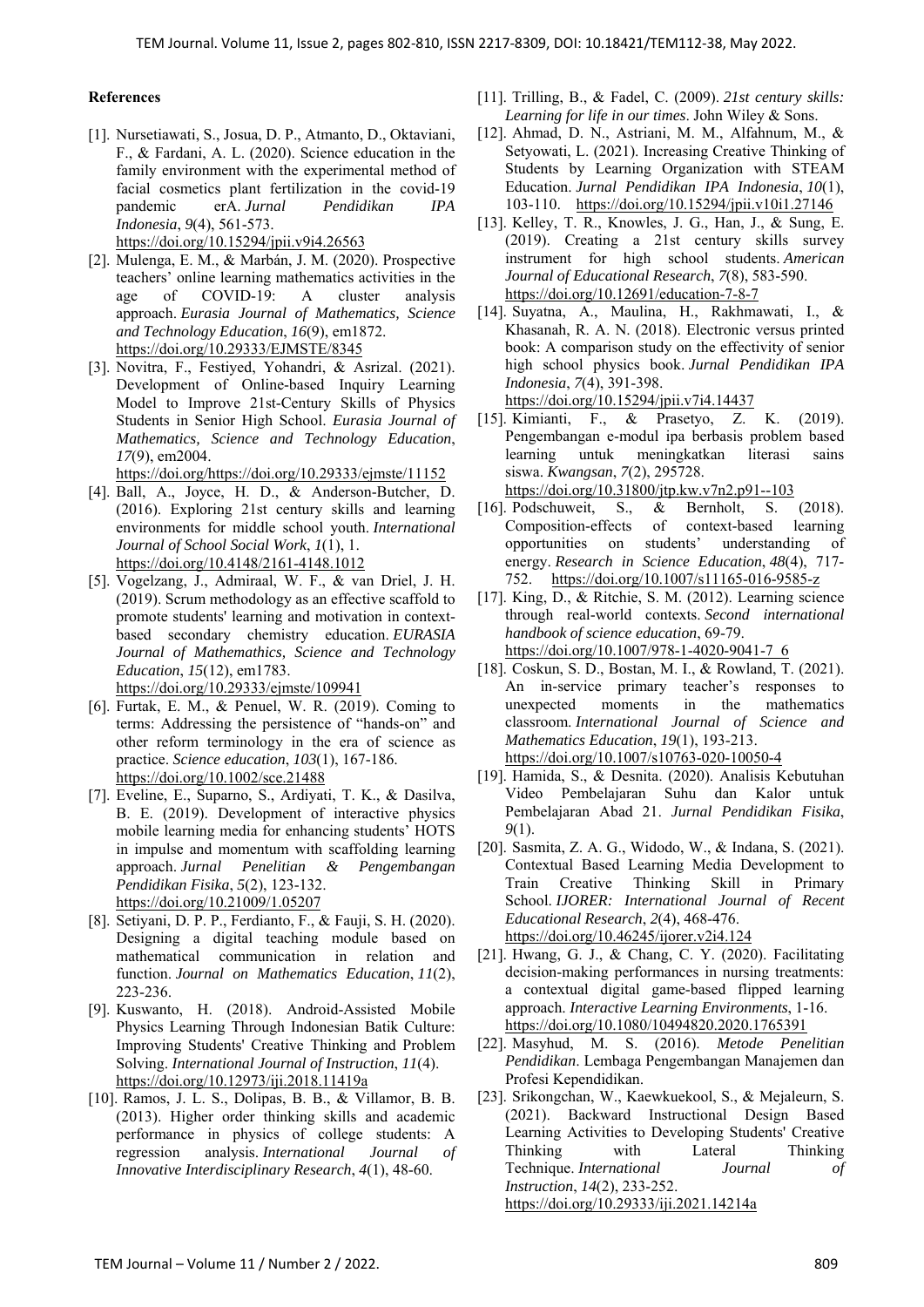## References

[1]. Nursetiawati, S., Josua, D. P., Atmanto, D., Oktaviani, F., & Fardani, A. L. (2020). Science education in the family environment with the experimental method of facial cosmetics plant fertilization in the covid-19 pandemic erA. *Jurnal Pendidikan IPA Indonesia*, *9*(4), 561-573. https://doi.org/10.15294/jpii.v9i4.26563

[2]. Mulenga, E. M., & Marbán, J. M. (2020). Prospective teachers' online learning mathematics activities in the age of COVID-19: A cluster analysis approach. *Eurasia Journal of Mathematics, Science and Technology Education*, *16*(9), em1872. https://doi.org/10.29333/EJMSTE/8345

[3]. Novitra, F., Festiyed, Yohandri, & Asrizal. (2021). Development of Online-based Inquiry Learning Model to Improve 21st-Century Skills of Physics Students in Senior High School. *Eurasia Journal of Mathematics, Science and Technology Education*, *17*(9), em2004. https://doi.org/https://doi.org/10.29333/ejmste/11152

[4]. Ball, A., Joyce, H. D., & Anderson-Butcher, D. (2016). Exploring 21st century skills and learning environments for middle school youth. *International Journal of School Social Work*, *1*(1), 1. https://doi.org/10.4148/2161-4148.1012

[5]. Vogelzang, J., Admiraal, W. F., & van Driel, J. H. (2019). Scrum methodology as an effective scaffold to promote students' learning and motivation in context-based secondary chemistry education. *EURASIA Journal of Mathemathics, Science and Technology Education*, *15*(12), em1783. https://doi.org/10.29333/ejmste/109941

[6]. Furtak, E. M., & Penuel, W. R. (2019). Coming to terms: Addressing the persistence of "hands-on" and other reform terminology in the era of science as practice. *Science education*, *103*(1), 167-186. https://doi.org/10.1002/sce.21488

[7]. Eveline, E., Suparno, S., Ardiyati, T. K., & Dasilva, B. E. (2019). Development of interactive physics mobile learning media for enhancing students' HOTS in impulse and momentum with scaffolding learning approach. *Jurnal Penelitian & Pengembangan Pendidikan Fisika*, *5*(2), 123-132. https://doi.org/10.21009/1.05207

[8]. Setiyani, D. P. P., Ferdianto, F., & Fauji, S. H. (2020). Designing a digital teaching module based on mathematical communication in relation and function. *Journal on Mathematics Education*, *11*(2), 223-236.

[9]. Kuswanto, H. (2018). Android-Assisted Mobile Physics Learning Through Indonesian Batik Culture: Improving Students' Creative Thinking and Problem Solving. *International Journal of Instruction*, *11*(4). https://doi.org/10.12973/iji.2018.11419a

[10]. Ramos, J. L. S., Dolipas, B. B., & Villamor, B. B. (2013). Higher order thinking skills and academic performance in physics of college students: A regression analysis. *International Journal of Innovative Interdisciplinary Research*, *4*(1), 48-60.

[11]. Trilling, B., & Fadel, C. (2009). *21st century skills: Learning for life in our times*. John Wiley & Sons.

[12]. Ahmad, D. N., Astriani, M. M., Alfahnum, M., & Setyowati, L. (2021). Increasing Creative Thinking of Students by Learning Organization with STEAM Education. *Jurnal Pendidikan IPA Indonesia*, *10*(1), 103-110. https://doi.org/10.15294/jpii.v10i1.27146

[13]. Kelley, T. R., Knowles, J. G., Han, J., & Sung, E. (2019). Creating a 21st century skills survey instrument for high school students. *American Journal of Educational Research*, *7*(8), 583-590. https://doi.org/10.12691/education-7-8-7

[14]. Suyatna, A., Maulina, H., Rakhmawati, I., & Khasanah, R. A. N. (2018). Electronic versus printed book: A comparison study on the effectivity of senior high school physics book. *Jurnal Pendidikan IPA Indonesia*, *7*(4), 391-398. https://doi.org/10.15294/jpii.v7i4.14437

[15]. Kimianti, F., & Prasetyo, Z. K. (2019). Pengembangan e-modul ipa berbasis problem based learning untuk meningkatkan literasi sains siswa. *Kwangsan*, *7*(2), 295728. https://doi.org/10.31800/jtp.kw.v7n2.p91--103

[16]. Podschuweit, S., & Bernholt, S. (2018). Composition-effects of context-based learning opportunities on students' understanding of energy. *Research in Science Education*, *48*(4), 717-752. https://doi.org/10.1007/s11165-016-9585-z

[17]. King, D., & Ritchie, S. M. (2012). Learning science through real-world contexts. *Second international handbook of science education*, 69-79. https://doi.org/10.1007/978-1-4020-9041-7_6

[18]. Coskun, S. D., Bostan, M. I., & Rowland, T. (2021). An in-service primary teacher's responses to unexpected moments in the mathematics classroom. *International Journal of Science and Mathematics Education*, *19*(1), 193-213. https://doi.org/10.1007/s10763-020-10050-4

[19]. Hamida, S., & Desnita. (2020). Analisis Kebutuhan Video Pembelajaran Suhu dan Kalor untuk Pembelajaran Abad 21. *Jurnal Pendidikan Fisika*, *9*(1).

[20]. Sasmita, Z. A. G., Widodo, W., & Indana, S. (2021). Contextual Based Learning Media Development to Train Creative Thinking Skill in Primary School. *IJORER: International Journal of Recent Educational Research*, *2*(4), 468-476. https://doi.org/10.46245/ijorer.v2i4.124

[21]. Hwang, G. J., & Chang, C. Y. (2020). Facilitating decision-making performances in nursing treatments: a contextual digital game-based flipped learning approach. *Interactive Learning Environments*, 1-16. https://doi.org/10.1080/10494820.2020.1765391

[22]. Masyhud, M. S. (2016). *Metode Penelitian Pendidikan*. Lembaga Pengembangan Manajemen dan Profesi Kependidikan.

[23]. Srikongchan, W., Kaewkuekool, S., & Mejaleurn, S. (2021). Backward Instructional Design Based Learning Activities to Developing Students' Creative Thinking with Lateral Thinking Technique. *International Journal of Instruction*, *14*(2), 233-252. https://doi.org/10.29333/iji.2021.14214a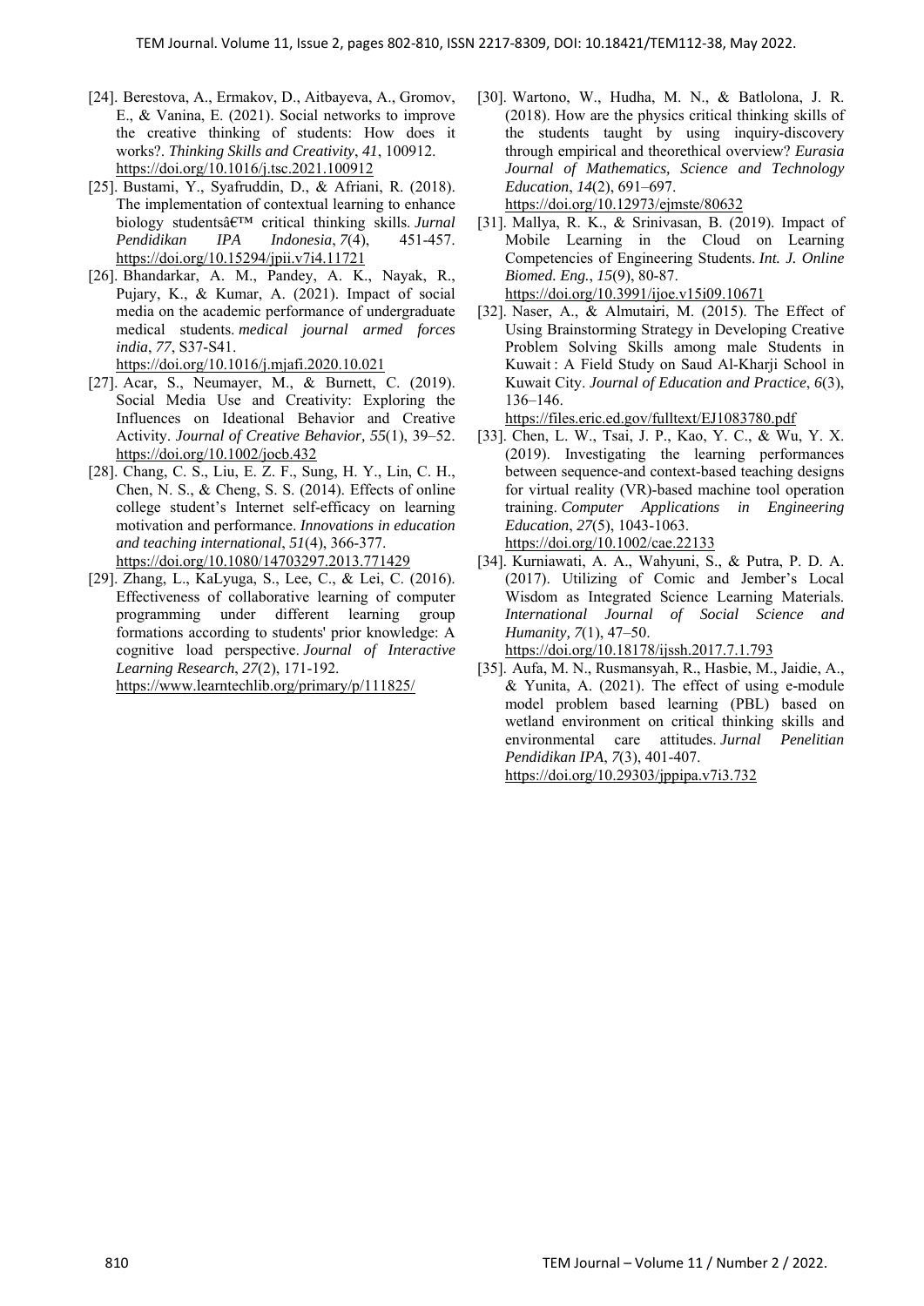[24]. Berestova, A., Ermakov, D., Aitbayeva, A., Gromov, E., & Vanina, E. (2021). Social networks to improve the creative thinking of students: How does it works?. *Thinking Skills and Creativity*, *41*, 100912. https://doi.org/10.1016/j.tsc.2021.100912

[25]. Bustami, Y., Syafruddin, D., & Afriani, R. (2018). The implementation of contextual learning to enhance biology studentsâ€™ critical thinking skills. *Jurnal Pendidikan IPA Indonesia*, *7*(4), 451-457. https://doi.org/10.15294/jpii.v7i4.11721

[26]. Bhandarkar, A. M., Pandey, A. K., Nayak, R., Pujary, K., & Kumar, A. (2021). Impact of social media on the academic performance of undergraduate medical students. *medical journal armed forces india*, *77*, S37-S41. https://doi.org/10.1016/j.mjafi.2020.10.021

[27]. Acar, S., Neumayer, M., & Burnett, C. (2019). Social Media Use and Creativity: Exploring the Influences on Ideational Behavior and Creative Activity. *Journal of Creative Behavior, 55*(1), 39–52. https://doi.org/10.1002/jocb.432

[28]. Chang, C. S., Liu, E. Z. F., Sung, H. Y., Lin, C. H., Chen, N. S., & Cheng, S. S. (2014). Effects of online college student's Internet self-efficacy on learning motivation and performance. *Innovations in education and teaching international*, *51*(4), 366-377. https://doi.org/10.1080/14703297.2013.771429

[29]. Zhang, L., KaLyuga, S., Lee, C., & Lei, C. (2016). Effectiveness of collaborative learning of computer programming under different learning group formations according to students' prior knowledge: A cognitive load perspective. *Journal of Interactive Learning Research*, *27*(2), 171-192. https://www.learntechlib.org/primary/p/111825/

[30]. Wartono, W., Hudha, M. N., & Batlolona, J. R. (2018). How are the physics critical thinking skills of the students taught by using inquiry-discovery through empirical and theorethical overview? *Eurasia Journal of Mathematics, Science and Technology Education*, *14*(2), 691–697. https://doi.org/10.12973/ejmste/80632

[31]. Mallya, R. K., & Srinivasan, B. (2019). Impact of Mobile Learning in the Cloud on Learning Competencies of Engineering Students. *Int. J. Online Biomed. Eng.*, *15*(9), 80-87. https://doi.org/10.3991/ijoe.v15i09.10671

[32]. Naser, A., & Almutairi, M. (2015). The Effect of Using Brainstorming Strategy in Developing Creative Problem Solving Skills among male Students in Kuwait : A Field Study on Saud Al-Kharji School in Kuwait City. *Journal of Education and Practice*, *6*(3), 136–146. https://files.eric.ed.gov/fulltext/EJ1083780.pdf

[33]. Chen, L. W., Tsai, J. P., Kao, Y. C., & Wu, Y. X. (2019). Investigating the learning performances between sequence-and context-based teaching designs for virtual reality (VR)-based machine tool operation training. *Computer Applications in Engineering Education*, *27*(5), 1043-1063. https://doi.org/10.1002/cae.22133

[34]. Kurniawati, A. A., Wahyuni, S., & Putra, P. D. A. (2017). Utilizing of Comic and Jember's Local Wisdom as Integrated Science Learning Materials. *International Journal of Social Science and Humanity, 7*(1), 47–50. https://doi.org/10.18178/ijssh.2017.7.1.793

[35]. Aufa, M. N., Rusmansyah, R., Hasbie, M., Jaidie, A., & Yunita, A. (2021). The effect of using e-module model problem based learning (PBL) based on wetland environment on critical thinking skills and environmental care attitudes. *Jurnal Penelitian Pendidikan IPA*, *7*(3), 401-407. https://doi.org/10.29303/jppipa.v7i3.732